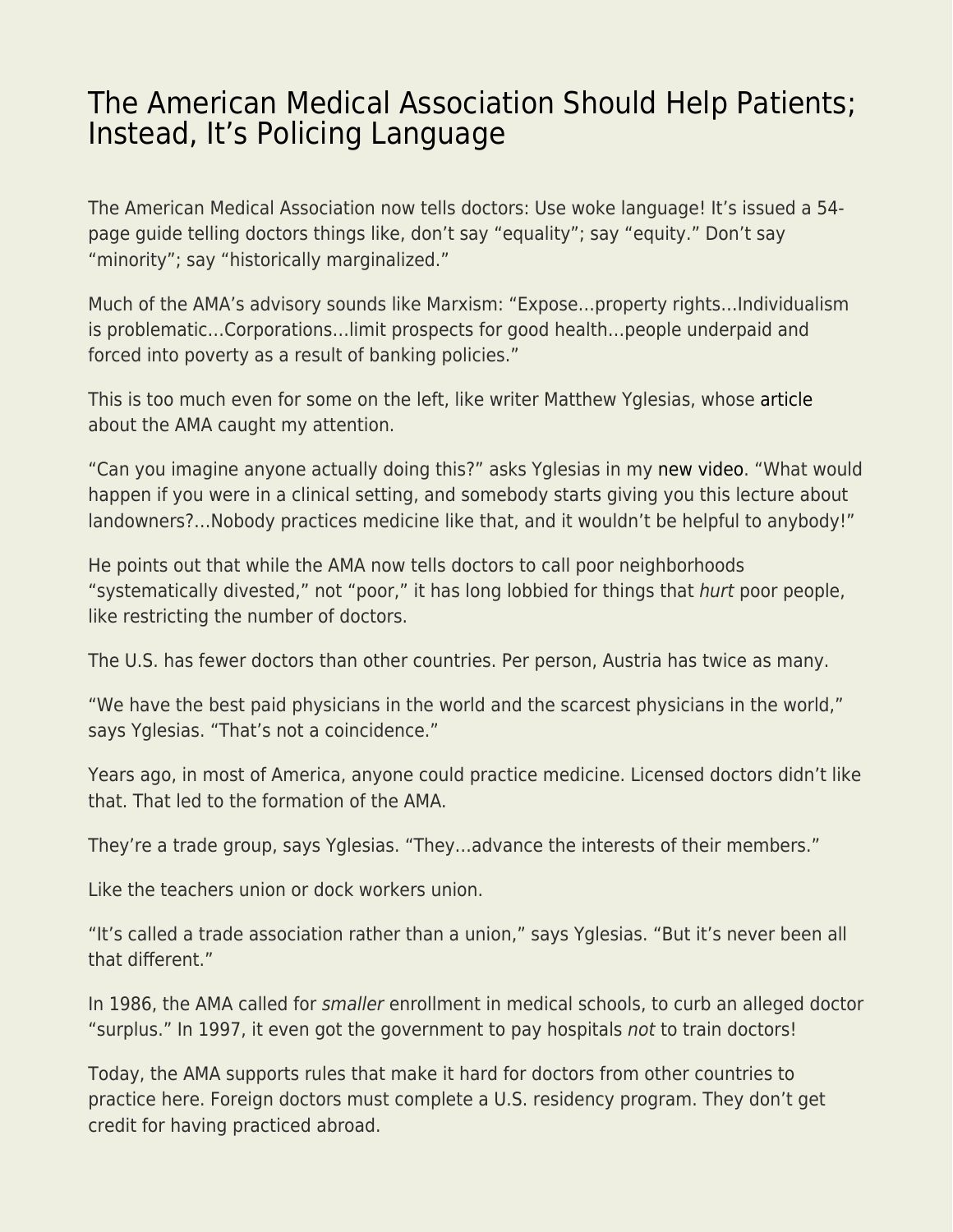# The American Medical Association Should Help Patients; Instead, It's Policing Language

The American Medical Association now tells doctors: Use woke language! It's issued a 54-page guide telling doctors things like, don't say "equality"; say "equity." Don't say "minority"; say "historically marginalized."

Much of the AMA's advisory sounds like Marxism: "Expose…property rights…Individualism is problematic…Corporations…limit prospects for good health…people underpaid and forced into poverty as a result of banking policies."

This is too much even for some on the left, like writer Matthew Yglesias, whose article about the AMA caught my attention.

"Can you imagine anyone actually doing this?" asks Yglesias in my new video. "What would happen if you were in a clinical setting, and somebody starts giving you this lecture about landowners?…Nobody practices medicine like that, and it wouldn't be helpful to anybody!"

He points out that while the AMA now tells doctors to call poor neighborhoods "systematically divested," not "poor," it has long lobbied for things that *hurt* poor people, like restricting the number of doctors.

The U.S. has fewer doctors than other countries. Per person, Austria has twice as many.

"We have the best paid physicians in the world and the scarcest physicians in the world," says Yglesias. "That's not a coincidence."

Years ago, in most of America, anyone could practice medicine. Licensed doctors didn't like that. That led to the formation of the AMA.

They're a trade group, says Yglesias. "They…advance the interests of their members."

Like the teachers union or dock workers union.

"It's called a trade association rather than a union," says Yglesias. "But it's never been all that different."

In 1986, the AMA called for *smaller* enrollment in medical schools, to curb an alleged doctor "surplus." In 1997, it even got the government to pay hospitals *not* to train doctors!

Today, the AMA supports rules that make it hard for doctors from other countries to practice here. Foreign doctors must complete a U.S. residency program. They don't get credit for having practiced abroad.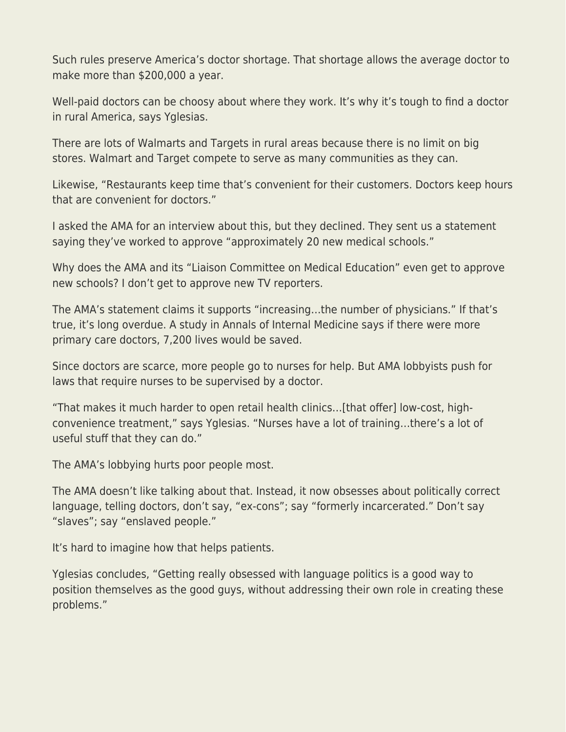Such rules preserve America's doctor shortage. That shortage allows the average doctor to make more than $200,000 a year.

Well-paid doctors can be choosy about where they work. It's why it's tough to find a doctor in rural America, says Yglesias.

There are lots of Walmarts and Targets in rural areas because there is no limit on big stores. Walmart and Target compete to serve as many communities as they can.

Likewise, "Restaurants keep time that's convenient for their customers. Doctors keep hours that are convenient for doctors."

I asked the AMA for an interview about this, but they declined. They sent us a statement saying they've worked to approve "approximately 20 new medical schools."

Why does the AMA and its "Liaison Committee on Medical Education" even get to approve new schools? I don't get to approve new TV reporters.

The AMA's statement claims it supports "increasing…the number of physicians." If that's true, it's long overdue. A study in Annals of Internal Medicine says if there were more primary care doctors, 7,200 lives would be saved.

Since doctors are scarce, more people go to nurses for help. But AMA lobbyists push for laws that require nurses to be supervised by a doctor.

"That makes it much harder to open retail health clinics…[that offer] low-cost, high-convenience treatment," says Yglesias. "Nurses have a lot of training…there's a lot of useful stuff that they can do."

The AMA's lobbying hurts poor people most.

The AMA doesn't like talking about that. Instead, it now obsesses about politically correct language, telling doctors, don't say, "ex-cons"; say "formerly incarcerated." Don't say "slaves"; say "enslaved people."

It's hard to imagine how that helps patients.

Yglesias concludes, "Getting really obsessed with language politics is a good way to position themselves as the good guys, without addressing their own role in creating these problems."